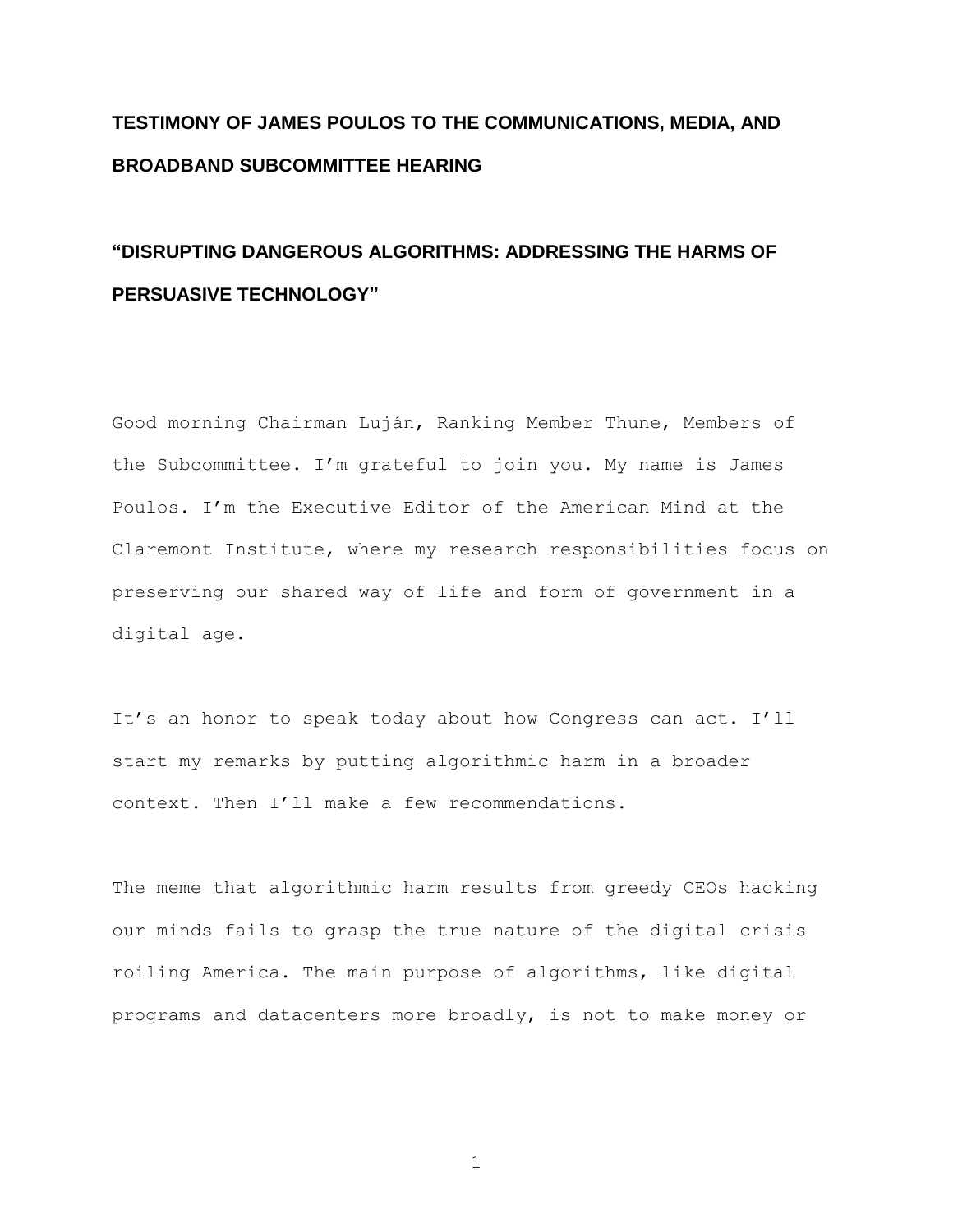# TESTIMONY OF JAMES POULOS TO THE COMMUNICATIONS, MEDIA, AND BROADBAND SUBCOMMITTEE HEARING

## "DISRUPTING DANGEROUS ALGORITHMS: ADDRESSING THE HARMS OF PERSUASIVE TECHNOLOGY"

Good morning Chairman Luján, Ranking Member Thune, Members of the Subcommittee. I'm grateful to join you. My name is James Poulos. I'm the Executive Editor of the American Mind at the Claremont Institute, where my research responsibilities focus on preserving our shared way of life and form of government in a digital age.

It's an honor to speak today about how Congress can act. I'll start my remarks by putting algorithmic harm in a broader context. Then I'll make a few recommendations.

The meme that algorithmic harm results from greedy CEOs hacking our minds fails to grasp the true nature of the digital crisis roiling America. The main purpose of algorithms, like digital programs and datacenters more broadly, is not to make money or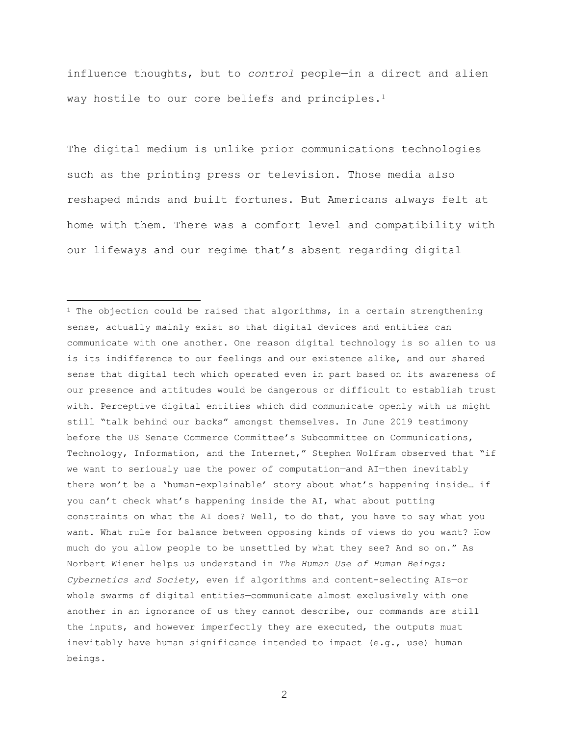influence thoughts, but to *control* people—in a direct and alien way hostile to our core beliefs and principles.[1]

The digital medium is unlike prior communications technologies such as the printing press or television. Those media also reshaped minds and built fortunes. But Americans always felt at home with them. There was a comfort level and compatibility with our lifeways and our regime that's absent regarding digital

---

[1] The objection could be raised that algorithms, in a certain strengthening sense, actually mainly exist so that digital devices and entities can communicate with one another. One reason digital technology is so alien to us is its indifference to our feelings and our existence alike, and our shared sense that digital tech which operated even in part based on its awareness of our presence and attitudes would be dangerous or difficult to establish trust with. Perceptive digital entities which did communicate openly with us might still "talk behind our backs" amongst themselves. In June 2019 testimony before the US Senate Commerce Committee's Subcommittee on Communications, Technology, Information, and the Internet," Stephen Wolfram observed that "if we want to seriously use the power of computation—and AI—then inevitably there won't be a 'human-explainable' story about what's happening inside… if you can't check what's happening inside the AI, what about putting constraints on what the AI does? Well, to do that, you have to say what you want. What rule for balance between opposing kinds of views do you want? How much do you allow people to be unsettled by what they see? And so on." As Norbert Wiener helps us understand in *The Human Use of Human Beings: Cybernetics and Society*, even if algorithms and content-selecting AIs—or whole swarms of digital entities—communicate almost exclusively with one another in an ignorance of us they cannot describe, our commands are still the inputs, and however imperfectly they are executed, the outputs must inevitably have human significance intended to impact (e.g., use) human beings.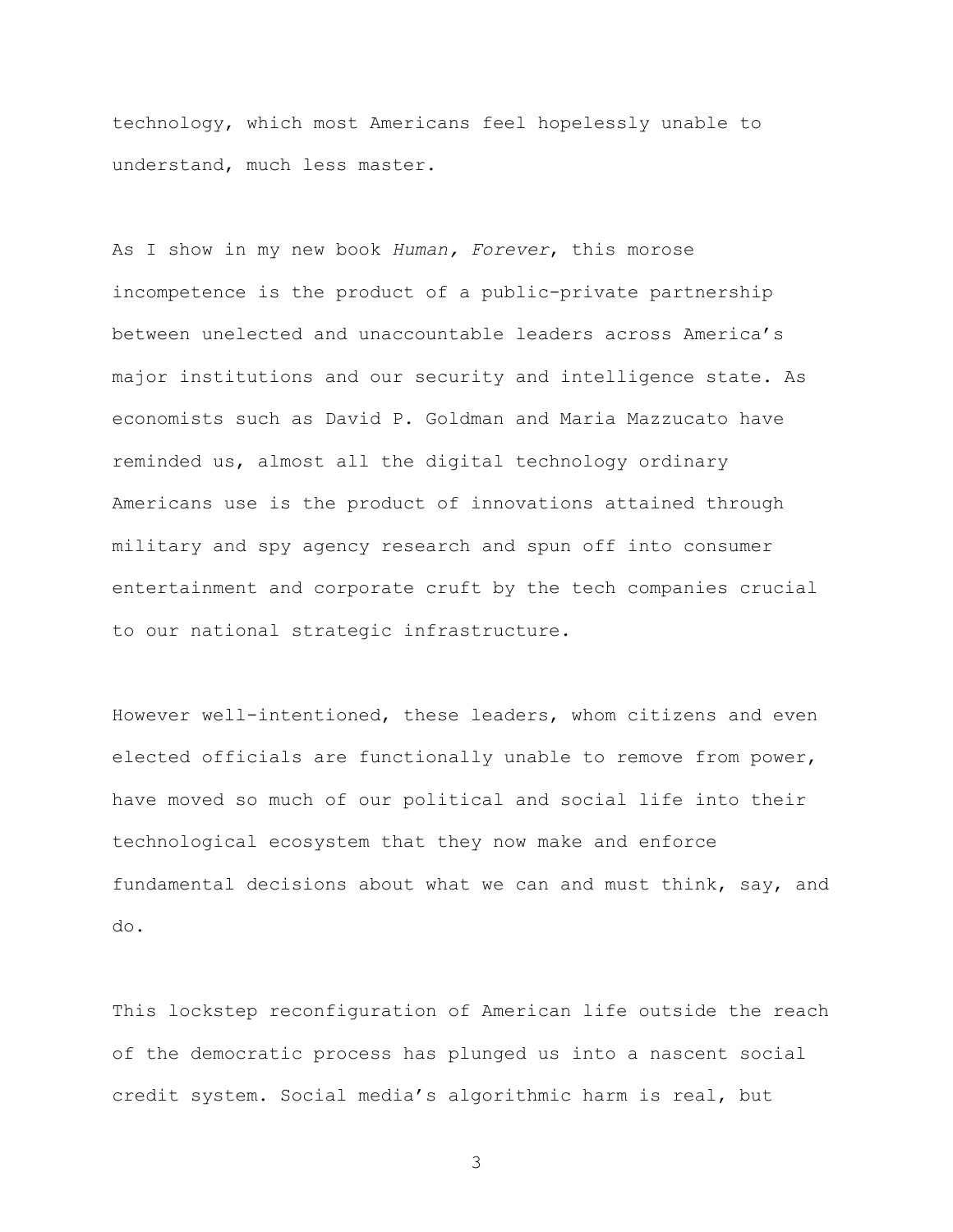technology, which most Americans feel hopelessly unable to understand, much less master.

As I show in my new book *Human, Forever*, this morose incompetence is the product of a public-private partnership between unelected and unaccountable leaders across America's major institutions and our security and intelligence state. As economists such as David P. Goldman and Maria Mazzucato have reminded us, almost all the digital technology ordinary Americans use is the product of innovations attained through military and spy agency research and spun off into consumer entertainment and corporate cruft by the tech companies crucial to our national strategic infrastructure.

However well-intentioned, these leaders, whom citizens and even elected officials are functionally unable to remove from power, have moved so much of our political and social life into their technological ecosystem that they now make and enforce fundamental decisions about what we can and must think, say, and do.

This lockstep reconfiguration of American life outside the reach of the democratic process has plunged us into a nascent social credit system. Social media's algorithmic harm is real, but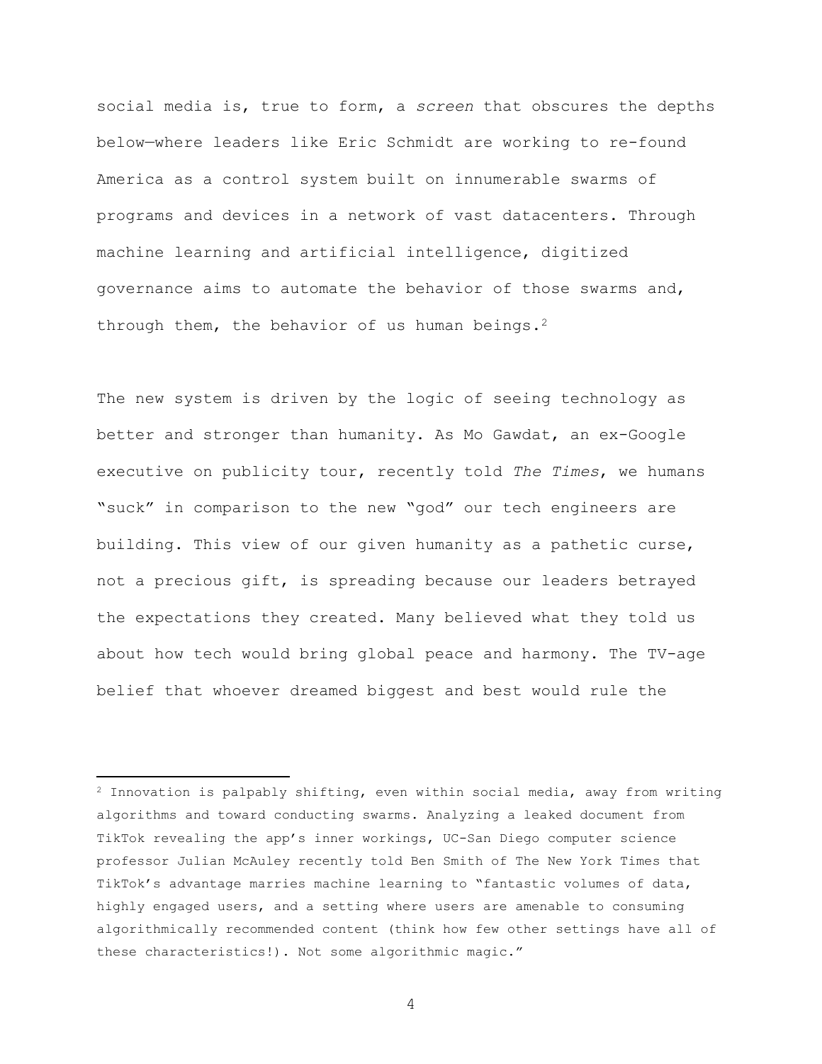social media is, true to form, a *screen* that obscures the depths below—where leaders like Eric Schmidt are working to re-found America as a control system built on innumerable swarms of programs and devices in a network of vast datacenters. Through machine learning and artificial intelligence, digitized governance aims to automate the behavior of those swarms and, through them, the behavior of us human beings.[2]

The new system is driven by the logic of seeing technology as better and stronger than humanity. As Mo Gawdat, an ex-Google executive on publicity tour, recently told *The Times*, we humans "suck" in comparison to the new "god" our tech engineers are building. This view of our given humanity as a pathetic curse, not a precious gift, is spreading because our leaders betrayed the expectations they created. Many believed what they told us about how tech would bring global peace and harmony. The TV-age belief that whoever dreamed biggest and best would rule the

---

[2] Innovation is palpably shifting, even within social media, away from writing algorithms and toward conducting swarms. Analyzing a leaked document from TikTok revealing the app's inner workings, UC-San Diego computer science professor Julian McAuley recently told Ben Smith of The New York Times that TikTok's advantage marries machine learning to "fantastic volumes of data, highly engaged users, and a setting where users are amenable to consuming algorithmically recommended content (think how few other settings have all of these characteristics!). Not some algorithmic magic."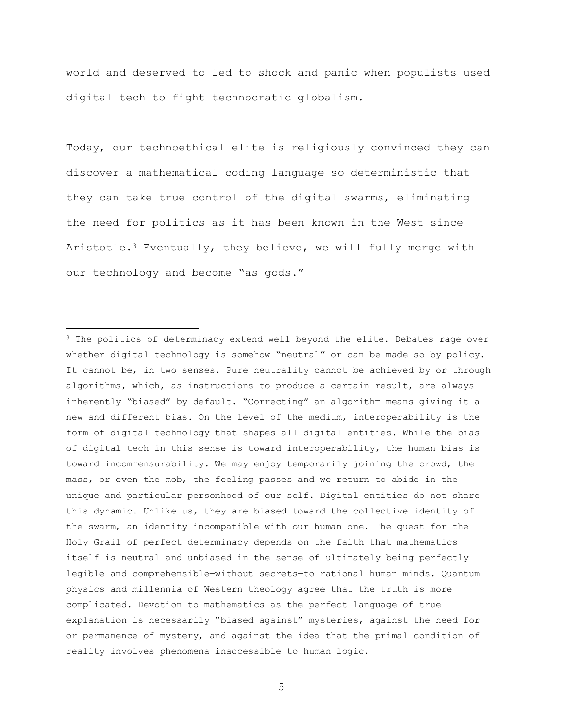world and deserved to led to shock and panic when populists used digital tech to fight technocratic globalism.

Today, our technoethical elite is religiously convinced they can discover a mathematical coding language so deterministic that they can take true control of the digital swarms, eliminating the need for politics as it has been known in the West since Aristotle.[3] Eventually, they believe, we will fully merge with our technology and become "as gods."

---

[3] The politics of determinacy extend well beyond the elite. Debates rage over whether digital technology is somehow "neutral" or can be made so by policy. It cannot be, in two senses. Pure neutrality cannot be achieved by or through algorithms, which, as instructions to produce a certain result, are always inherently "biased" by default. "Correcting" an algorithm means giving it a new and different bias. On the level of the medium, interoperability is the form of digital technology that shapes all digital entities. While the bias of digital tech in this sense is toward interoperability, the human bias is toward incommensurability. We may enjoy temporarily joining the crowd, the mass, or even the mob, the feeling passes and we return to abide in the unique and particular personhood of our self. Digital entities do not share this dynamic. Unlike us, they are biased toward the collective identity of the swarm, an identity incompatible with our human one. The quest for the Holy Grail of perfect determinacy depends on the faith that mathematics itself is neutral and unbiased in the sense of ultimately being perfectly legible and comprehensible—without secrets—to rational human minds. Quantum physics and millennia of Western theology agree that the truth is more complicated. Devotion to mathematics as the perfect language of true explanation is necessarily "biased against" mysteries, against the need for or permanence of mystery, and against the idea that the primal condition of reality involves phenomena inaccessible to human logic.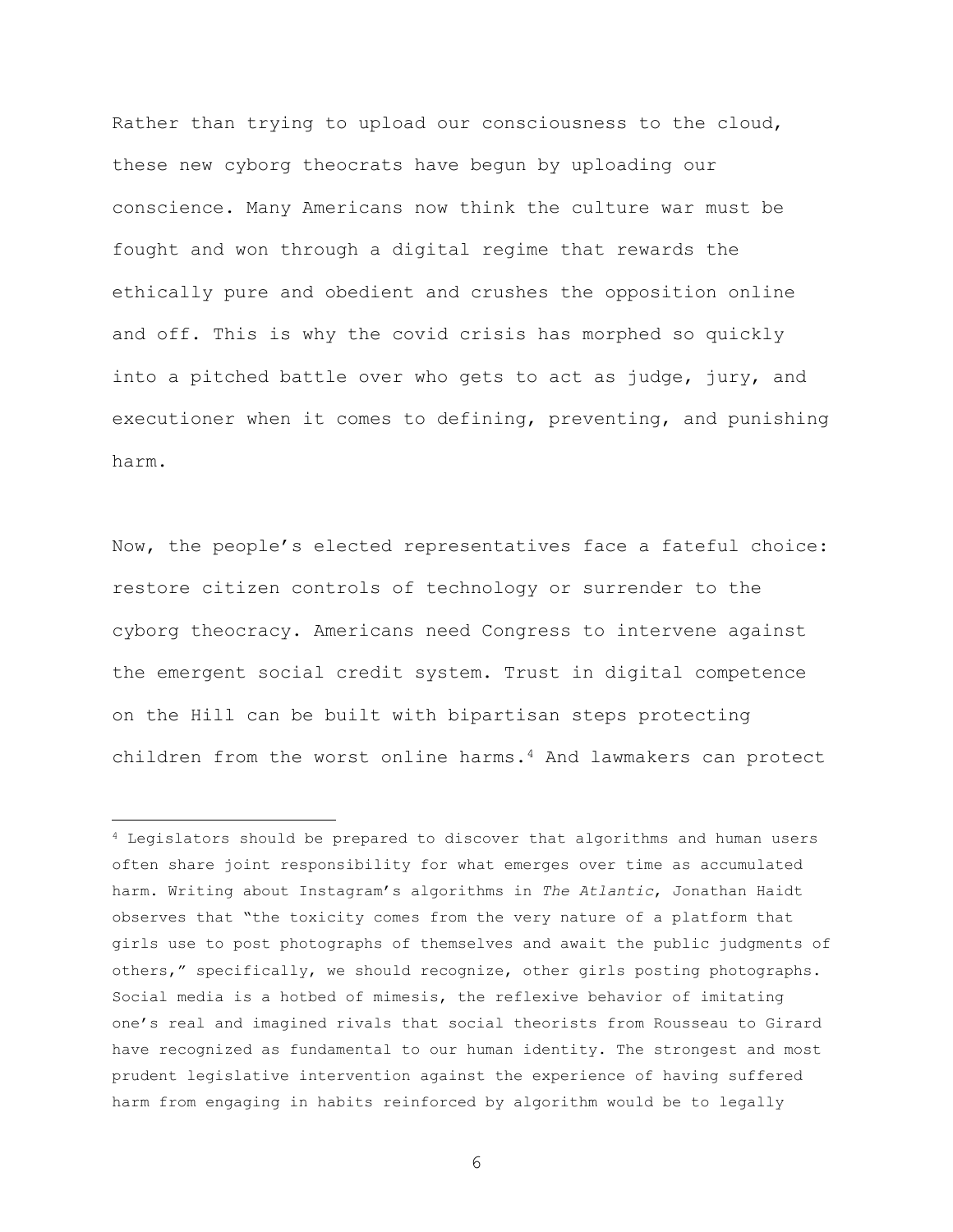Rather than trying to upload our consciousness to the cloud, these new cyborg theocrats have begun by uploading our conscience. Many Americans now think the culture war must be fought and won through a digital regime that rewards the ethically pure and obedient and crushes the opposition online and off. This is why the covid crisis has morphed so quickly into a pitched battle over who gets to act as judge, jury, and executioner when it comes to defining, preventing, and punishing harm.

Now, the people's elected representatives face a fateful choice: restore citizen controls of technology or surrender to the cyborg theocracy. Americans need Congress to intervene against the emergent social credit system. Trust in digital competence on the Hill can be built with bipartisan steps protecting children from the worst online harms.[4] And lawmakers can protect

---

[4] Legislators should be prepared to discover that algorithms and human users often share joint responsibility for what emerges over time as accumulated harm. Writing about Instagram's algorithms in *The Atlantic*, Jonathan Haidt observes that "the toxicity comes from the very nature of a platform that girls use to post photographs of themselves and await the public judgments of others," specifically, we should recognize, other girls posting photographs. Social media is a hotbed of mimesis, the reflexive behavior of imitating one's real and imagined rivals that social theorists from Rousseau to Girard have recognized as fundamental to our human identity. The strongest and most prudent legislative intervention against the experience of having suffered harm from engaging in habits reinforced by algorithm would be to legally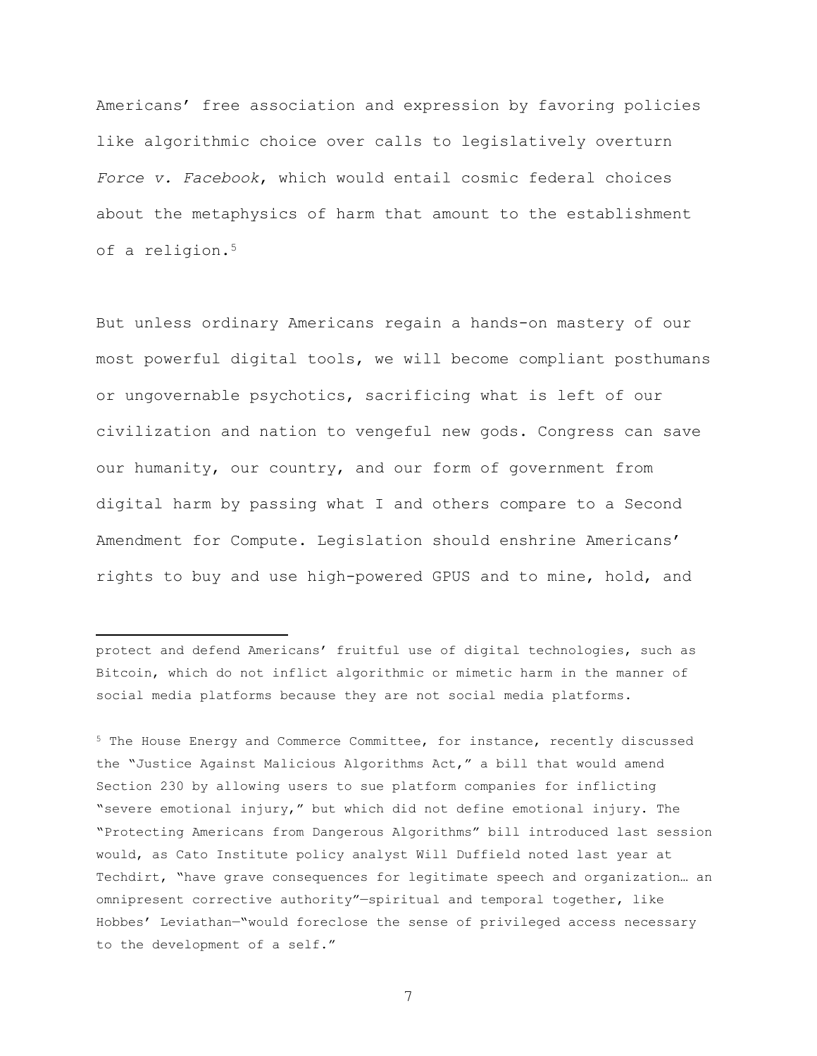Americans' free association and expression by favoring policies like algorithmic choice over calls to legislatively overturn *Force v. Facebook*, which would entail cosmic federal choices about the metaphysics of harm that amount to the establishment of a religion.[5]

But unless ordinary Americans regain a hands-on mastery of our most powerful digital tools, we will become compliant posthumans or ungovernable psychotics, sacrificing what is left of our civilization and nation to vengeful new gods. Congress can save our humanity, our country, and our form of government from digital harm by passing what I and others compare to a Second Amendment for Compute. Legislation should enshrine Americans' rights to buy and use high-powered GPUS and to mine, hold, and

---

protect and defend Americans' fruitful use of digital technologies, such as Bitcoin, which do not inflict algorithmic or mimetic harm in the manner of social media platforms because they are not social media platforms.

[5] The House Energy and Commerce Committee, for instance, recently discussed the "Justice Against Malicious Algorithms Act," a bill that would amend Section 230 by allowing users to sue platform companies for inflicting "severe emotional injury," but which did not define emotional injury. The "Protecting Americans from Dangerous Algorithms" bill introduced last session would, as Cato Institute policy analyst Will Duffield noted last year at Techdirt, "have grave consequences for legitimate speech and organization… an omnipresent corrective authority"—spiritual and temporal together, like Hobbes' Leviathan—"would foreclose the sense of privileged access necessary to the development of a self."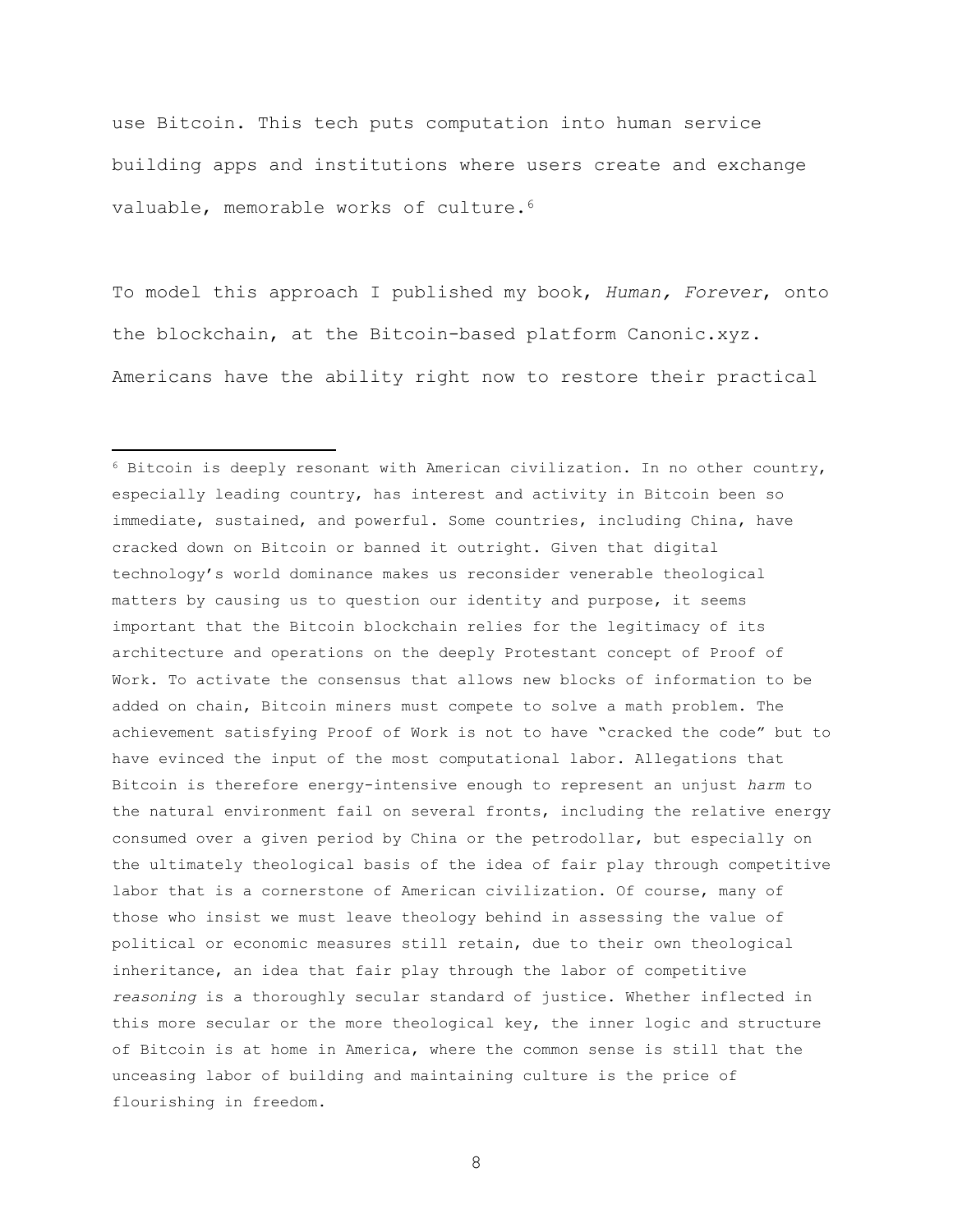use Bitcoin. This tech puts computation into human service building apps and institutions where users create and exchange valuable, memorable works of culture.[6]

To model this approach I published my book, *Human, Forever*, onto the blockchain, at the Bitcoin-based platform Canonic.xyz. Americans have the ability right now to restore their practical

---

[6] Bitcoin is deeply resonant with American civilization. In no other country, especially leading country, has interest and activity in Bitcoin been so immediate, sustained, and powerful. Some countries, including China, have cracked down on Bitcoin or banned it outright. Given that digital technology's world dominance makes us reconsider venerable theological matters by causing us to question our identity and purpose, it seems important that the Bitcoin blockchain relies for the legitimacy of its architecture and operations on the deeply Protestant concept of Proof of Work. To activate the consensus that allows new blocks of information to be added on chain, Bitcoin miners must compete to solve a math problem. The achievement satisfying Proof of Work is not to have "cracked the code" but to have evinced the input of the most computational labor. Allegations that Bitcoin is therefore energy-intensive enough to represent an unjust *harm* to the natural environment fail on several fronts, including the relative energy consumed over a given period by China or the petrodollar, but especially on the ultimately theological basis of the idea of fair play through competitive labor that is a cornerstone of American civilization. Of course, many of those who insist we must leave theology behind in assessing the value of political or economic measures still retain, due to their own theological inheritance, an idea that fair play through the labor of competitive *reasoning* is a thoroughly secular standard of justice. Whether inflected in this more secular or the more theological key, the inner logic and structure of Bitcoin is at home in America, where the common sense is still that the unceasing labor of building and maintaining culture is the price of flourishing in freedom.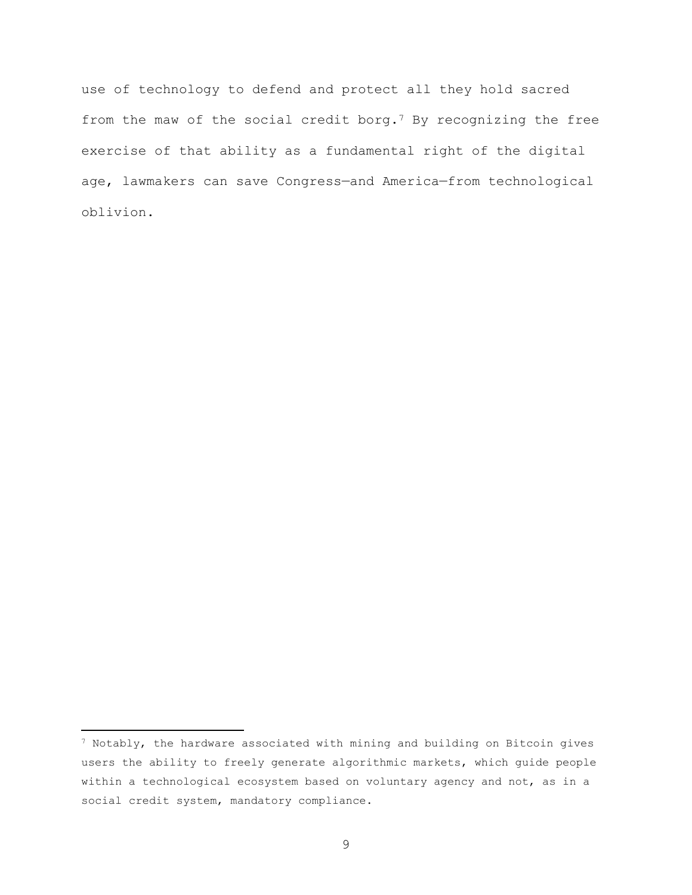use of technology to defend and protect all they hold sacred from the maw of the social credit borg.[7] By recognizing the free exercise of that ability as a fundamental right of the digital age, lawmakers can save Congress—and America—from technological oblivion.

---

[7] Notably, the hardware associated with mining and building on Bitcoin gives users the ability to freely generate algorithmic markets, which guide people within a technological ecosystem based on voluntary agency and not, as in a social credit system, mandatory compliance.